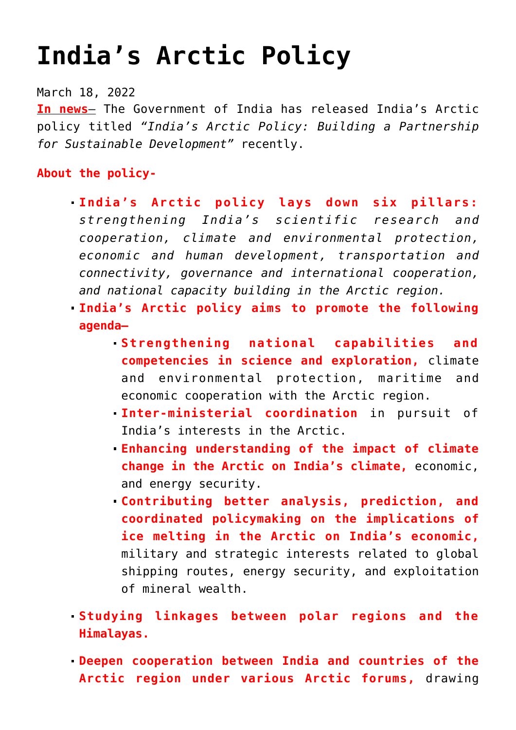# India's Arctic Policy

March 18, 2022

**In news–** The Government of India has released India's Arctic policy titled *"India's Arctic Policy: Building a Partnership for Sustainable Development"* recently.

**About the policy-**

- **India's Arctic policy lays down six pillars:** *strengthening India's scientific research and cooperation, climate and environmental protection, economic and human development, transportation and connectivity, governance and international cooperation, and national capacity building in the Arctic region.*
- **India's Arctic policy aims to promote the following agenda–**
  - **Strengthening national capabilities and competencies in science and exploration,** climate and environmental protection, maritime and economic cooperation with the Arctic region.
  - **Inter-ministerial coordination** in pursuit of India's interests in the Arctic.
  - **Enhancing understanding of the impact of climate change in the Arctic on India's climate,** economic, and energy security.
  - **Contributing better analysis, prediction, and coordinated policymaking on the implications of ice melting in the Arctic on India's economic,** military and strategic interests related to global shipping routes, energy security, and exploitation of mineral wealth.
- **Studying linkages between polar regions and the Himalayas.**
- **Deepen cooperation between India and countries of the Arctic region under various Arctic forums,** drawing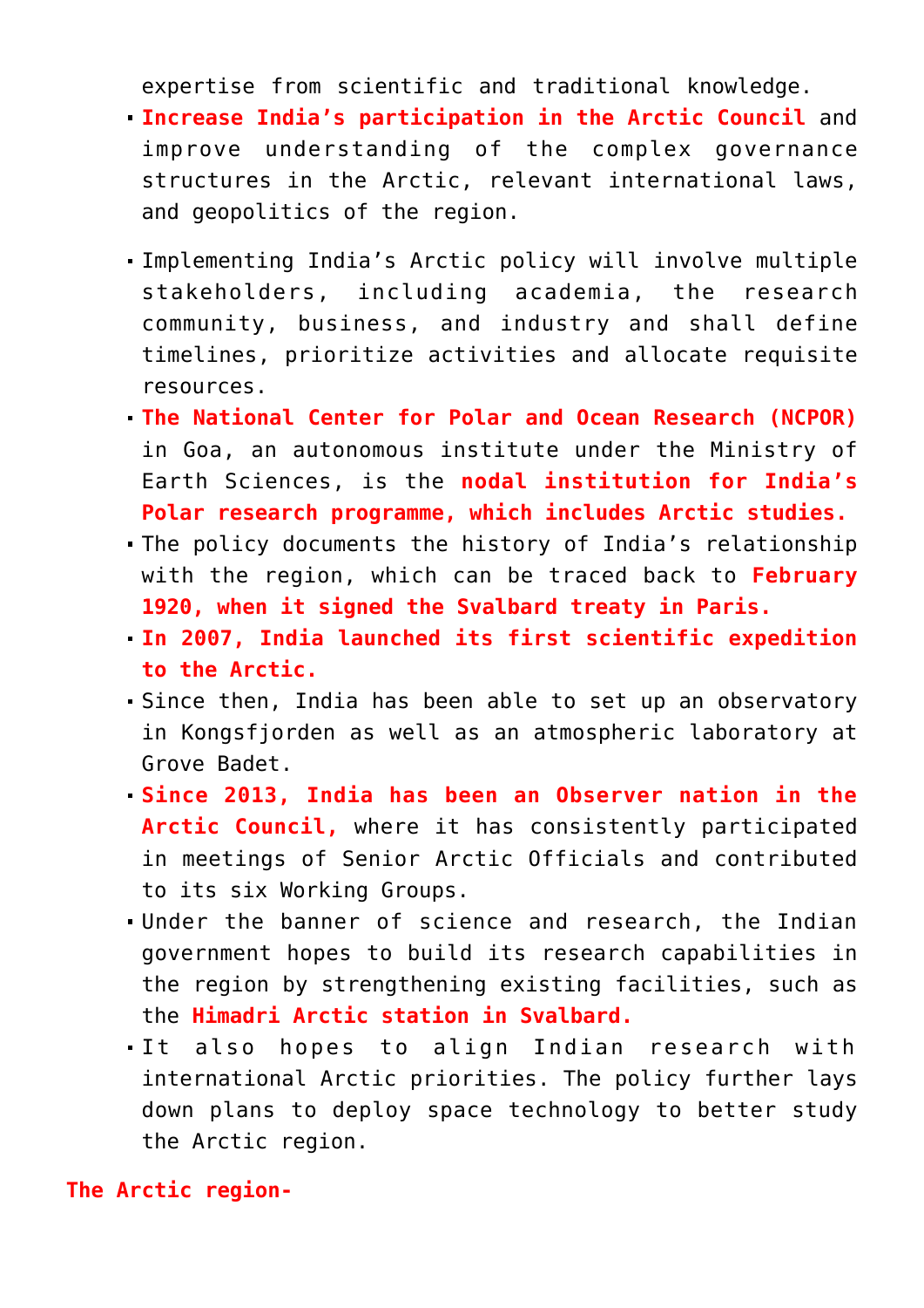expertise from scientific and traditional knowledge.

- **Increase India's participation in the Arctic Council** and improve understanding of the complex governance structures in the Arctic, relevant international laws, and geopolitics of the region.

- Implementing India's Arctic policy will involve multiple stakeholders, including academia, the research community, business, and industry and shall define timelines, prioritize activities and allocate requisite resources.
- **The National Center for Polar and Ocean Research (NCPOR)** in Goa, an autonomous institute under the Ministry of Earth Sciences, is the **nodal institution for India's Polar research programme, which includes Arctic studies.**
- The policy documents the history of India's relationship with the region, which can be traced back to **February 1920, when it signed the Svalbard treaty in Paris.**
- **In 2007, India launched its first scientific expedition to the Arctic.**
- Since then, India has been able to set up an observatory in Kongsfjorden as well as an atmospheric laboratory at Grove Badet.
- **Since 2013, India has been an Observer nation in the Arctic Council,** where it has consistently participated in meetings of Senior Arctic Officials and contributed to its six Working Groups.
- Under the banner of science and research, the Indian government hopes to build its research capabilities in the region by strengthening existing facilities, such as the **Himadri Arctic station in Svalbard.**
- It also hopes to align Indian research with international Arctic priorities. The policy further lays down plans to deploy space technology to better study the Arctic region.

**The Arctic region-**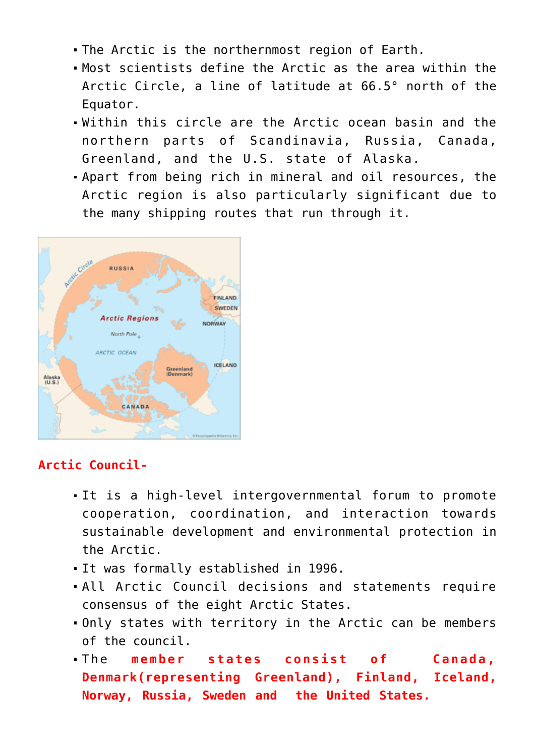- The Arctic is the northernmost region of Earth.
- Most scientists define the Arctic as the area within the Arctic Circle, a line of latitude at 66.5° north of the Equator.
- Within this circle are the Arctic ocean basin and the northern parts of Scandinavia, Russia, Canada, Greenland, and the U.S. state of Alaska.
- Apart from being rich in mineral and oil resources, the Arctic region is also particularly significant due to the many shipping routes that run through it.

**Arctic Council-**

- It is a high-level intergovernmental forum to promote cooperation, coordination, and interaction towards sustainable development and environmental protection in the Arctic.
- It was formally established in 1996.
- All Arctic Council decisions and statements require consensus of the eight Arctic States.
- Only states with territory in the Arctic can be members of the council.
- The **member states consist of Canada, Denmark(representing Greenland), Finland, Iceland, Norway, Russia, Sweden and the United States.**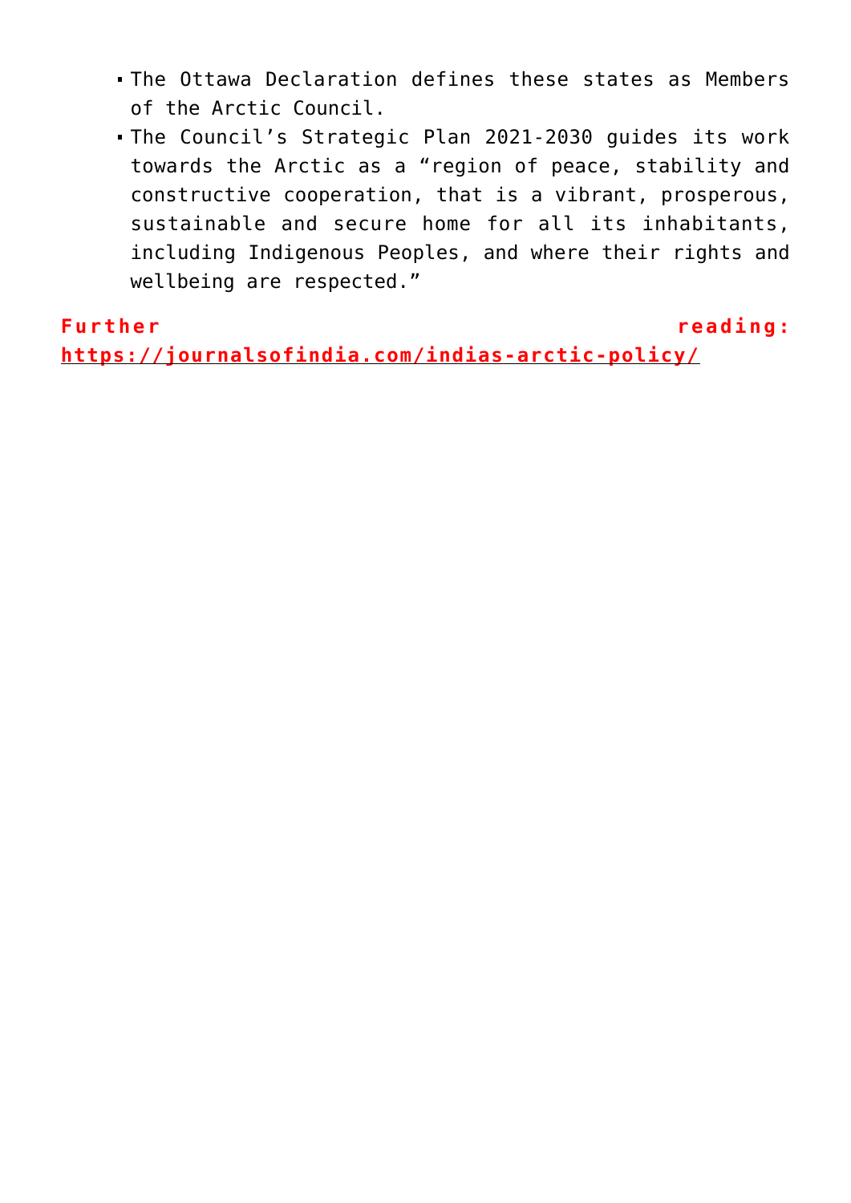- The Ottawa Declaration defines these states as Members of the Arctic Council.
- The Council's Strategic Plan 2021-2030 guides its work towards the Arctic as a "region of peace, stability and constructive cooperation, that is a vibrant, prosperous, sustainable and secure home for all its inhabitants, including Indigenous Peoples, and where their rights and wellbeing are respected."

**Further reading: https://journalsofindia.com/indias-arctic-policy/**